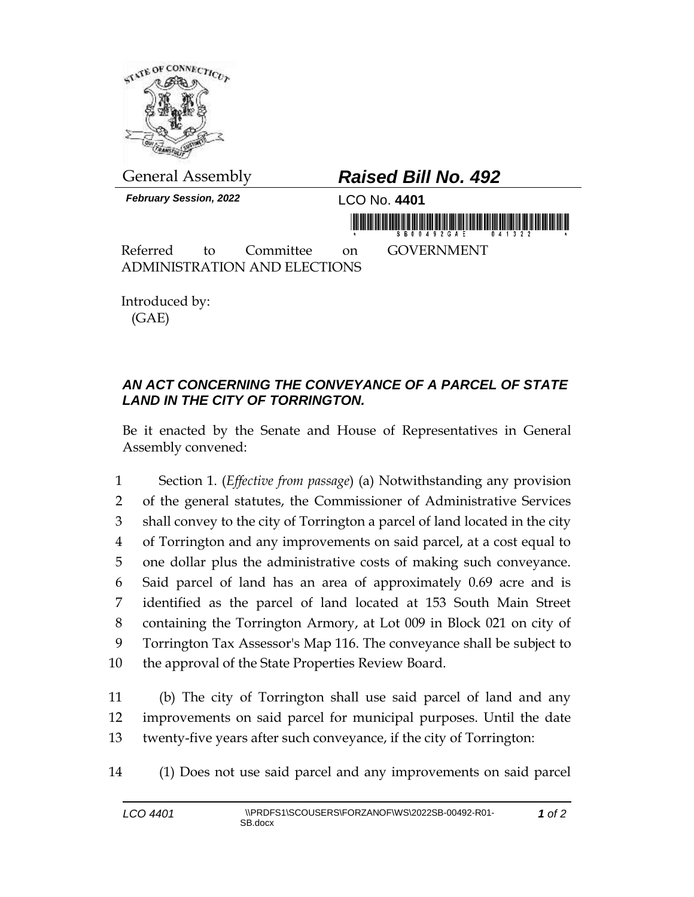General Assembly

# *Raised Bill No. 492*

***February Session, 2022*** LCO No. **4401**

Referred to Committee on GOVERNMENT ADMINISTRATION AND ELECTIONS

Introduced by:
(GAE)

### *AN ACT CONCERNING THE CONVEYANCE OF A PARCEL OF STATE LAND IN THE CITY OF TORRINGTON.*

Be it enacted by the Senate and House of Representatives in General Assembly convened:

1 Section 1. (*Effective from passage*) (a) Notwithstanding any provision
2 of the general statutes, the Commissioner of Administrative Services
3 shall convey to the city of Torrington a parcel of land located in the city
4 of Torrington and any improvements on said parcel, at a cost equal to
5 one dollar plus the administrative costs of making such conveyance.
6 Said parcel of land has an area of approximately 0.69 acre and is
7 identified as the parcel of land located at 153 South Main Street
8 containing the Torrington Armory, at Lot 009 in Block 021 on city of
9 Torrington Tax Assessor's Map 116. The conveyance shall be subject to
10 the approval of the State Properties Review Board.

11 (b) The city of Torrington shall use said parcel of land and any
12 improvements on said parcel for municipal purposes. Until the date
13 twenty-five years after such conveyance, if the city of Torrington:

14 (1) Does not use said parcel and any improvements on said parcel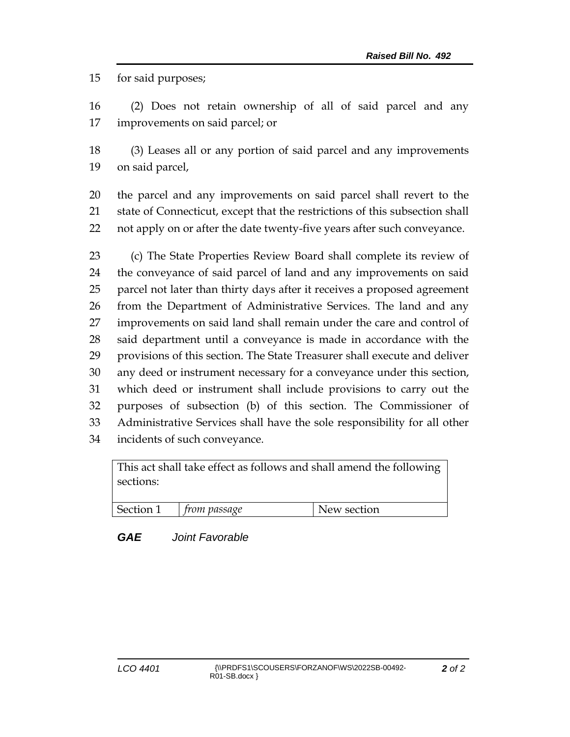for said purposes;

(2) Does not retain ownership of all of said parcel and any improvements on said parcel; or

(3) Leases all or any portion of said parcel and any improvements on said parcel,

the parcel and any improvements on said parcel shall revert to the state of Connecticut, except that the restrictions of this subsection shall not apply on or after the date twenty-five years after such conveyance.

(c) The State Properties Review Board shall complete its review of the conveyance of said parcel of land and any improvements on said parcel not later than thirty days after it receives a proposed agreement from the Department of Administrative Services. The land and any improvements on said land shall remain under the care and control of said department until a conveyance is made in accordance with the provisions of this section. The State Treasurer shall execute and deliver any deed or instrument necessary for a conveyance under this section, which deed or instrument shall include provisions to carry out the purposes of subsection (b) of this section. The Commissioner of Administrative Services shall have the sole responsibility for all other incidents of such conveyance.

| This act shall take effect as follows and shall amend the following sections: | | |
|---|---|---|
| Section 1 | *from passage* | New section |

***GAE*** *Joint Favorable*